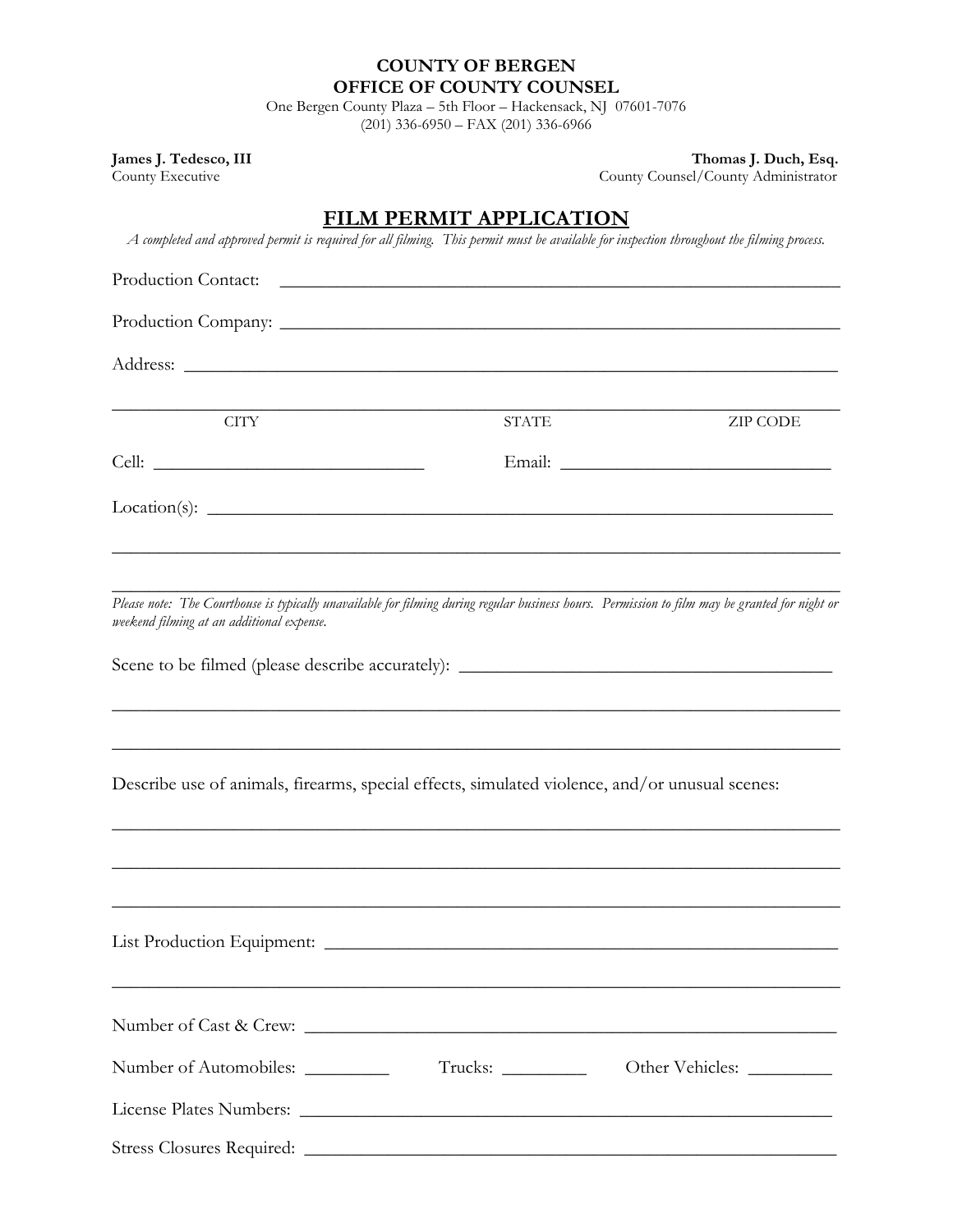**COUNTY OF BERGEN**
**OFFICE OF COUNTY COUNSEL**
One Bergen County Plaza – 5th Floor – Hackensack, NJ 07601-7076
(201) 336-6950 – FAX (201) 336-6966

**James J. Tedesco, III**
County Executive

**Thomas J. Duch, Esq.**
County Counsel/County Administrator

# FILM PERMIT APPLICATION

*A completed and approved permit is required for all filming. This permit must be available for inspection throughout the filming process.*

Production Contact: ______________________________________________

Production Company: ______________________________________________

Address: ______________________________________________

______________________________________________
CITY STATE ZIP CODE

Cell: ____________________ Email: ____________________

Location(s): ______________________________________________

______________________________________________

______________________________________________

*Please note: The Courthouse is typically unavailable for filming during regular business hours. Permission to film may be granted for night or weekend filming at an additional expense.*

Scene to be filmed (please describe accurately): ______________________________

______________________________________________

______________________________________________

Describe use of animals, firearms, special effects, simulated violence, and/or unusual scenes:

______________________________________________

______________________________________________

______________________________________________

List Production Equipment: ______________________________________________

______________________________________________

Number of Cast & Crew: ______________________________________________

Number of Automobiles: _________ Trucks: _________ Other Vehicles: _________

License Plates Numbers: ______________________________________________

Stress Closures Required: ______________________________________________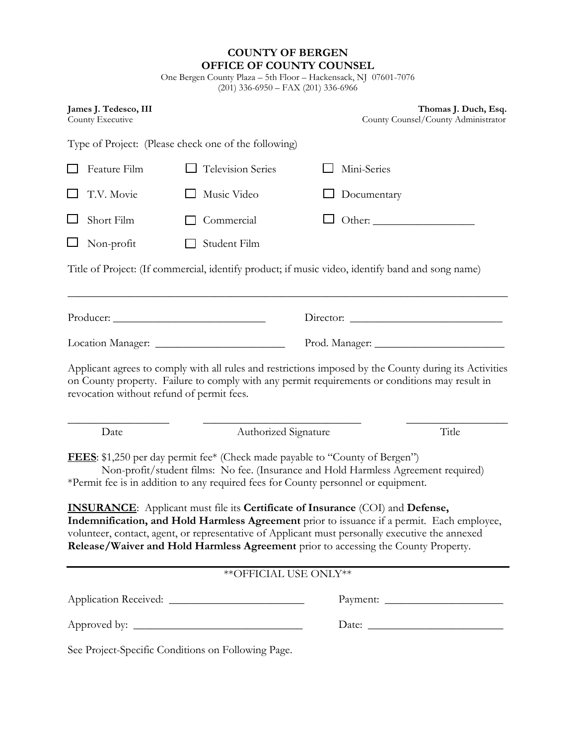# COUNTY OF BERGEN
## OFFICE OF COUNTY COUNSEL

One Bergen County Plaza – 5th Floor – Hackensack, NJ 07601-7076
(201) 336-6950 – FAX (201) 336-6966

**James J. Tedesco, III**
County Executive

**Thomas J. Duch, Esq.**
County Counsel/County Administrator

Type of Project: (Please check one of the following)

| | | |
|---|---|---|
| ☐ Feature Film | ☐ Television Series | ☐ Mini-Series |
| ☐ T.V. Movie | ☐ Music Video | ☐ Documentary |
| ☐ Short Film | ☐ Commercial | ☐ Other: __________________ |
| ☐ Non-profit | ☐ Student Film | |

Title of Project: (If commercial, identify product; if music video, identify band and song name)

________________________________________________________________________________

Producer: ____________________________ Director: ____________________________

Location Manager: ________________________ Prod. Manager: ________________________

Applicant agrees to comply with all rules and restrictions imposed by the County during its Activities on County property. Failure to comply with any permit requirements or conditions may result in revocation without refund of permit fees.

__________________ ____________________________ __________________
Date Authorized Signature Title

**FEES**: $1,250 per day permit fee* (Check made payable to "County of Bergen")
Non-profit/student films: No fee. (Insurance and Hold Harmless Agreement required)
*Permit fee is in addition to any required fees for County personnel or equipment.

**INSURANCE**: Applicant must file its **Certificate of Insurance** (COI) and **Defense, Indemnification, and Hold Harmless Agreement** prior to issuance if a permit. Each employee, volunteer, contact, agent, or representative of Applicant must personally executive the annexed **Release/Waiver and Hold Harmless Agreement** prior to accessing the County Property.

---

**OFFICIAL USE ONLY**

Application Received: ________________________ Payment: _____________________

Approved by: ______________________________ Date: ________________________

See Project-Specific Conditions on Following Page.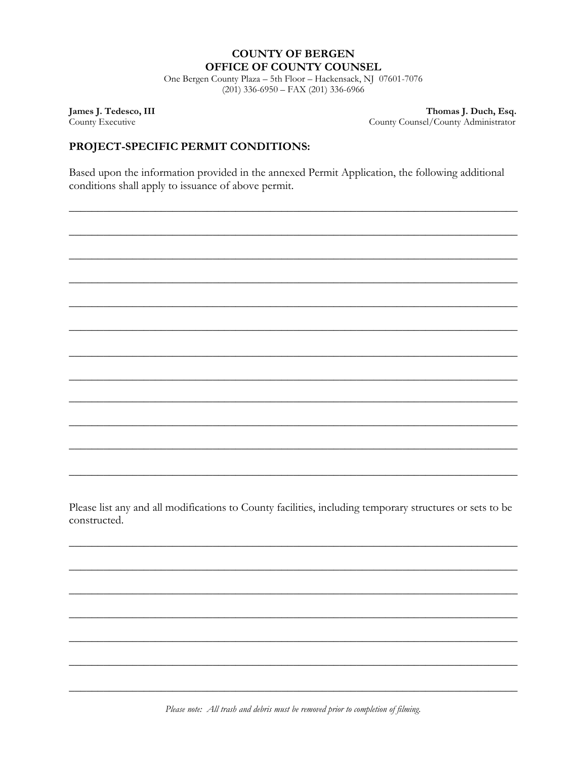**COUNTY OF BERGEN**
**OFFICE OF COUNTY COUNSEL**

One Bergen County Plaza – 5th Floor – Hackensack, NJ 07601-7076
(201) 336-6950 – FAX (201) 336-6966

**James J. Tedesco, III**
County Executive

**Thomas J. Duch, Esq.**
County Counsel/County Administrator

## PROJECT-SPECIFIC PERMIT CONDITIONS:

Based upon the information provided in the annexed Permit Application, the following additional conditions shall apply to issuance of above permit.

\_\_\_\_\_\_\_\_\_\_\_\_\_\_\_\_\_\_\_\_\_\_\_\_\_\_\_\_\_\_\_\_\_\_\_\_\_\_\_\_\_\_\_\_\_\_\_\_\_\_\_\_\_\_\_\_\_\_\_\_\_\_\_\_\_\_\_\_\_\_\_\_\_\_\_\_

\_\_\_\_\_\_\_\_\_\_\_\_\_\_\_\_\_\_\_\_\_\_\_\_\_\_\_\_\_\_\_\_\_\_\_\_\_\_\_\_\_\_\_\_\_\_\_\_\_\_\_\_\_\_\_\_\_\_\_\_\_\_\_\_\_\_\_\_\_\_\_\_\_\_\_\_

\_\_\_\_\_\_\_\_\_\_\_\_\_\_\_\_\_\_\_\_\_\_\_\_\_\_\_\_\_\_\_\_\_\_\_\_\_\_\_\_\_\_\_\_\_\_\_\_\_\_\_\_\_\_\_\_\_\_\_\_\_\_\_\_\_\_\_\_\_\_\_\_\_\_\_\_

\_\_\_\_\_\_\_\_\_\_\_\_\_\_\_\_\_\_\_\_\_\_\_\_\_\_\_\_\_\_\_\_\_\_\_\_\_\_\_\_\_\_\_\_\_\_\_\_\_\_\_\_\_\_\_\_\_\_\_\_\_\_\_\_\_\_\_\_\_\_\_\_\_\_\_\_

\_\_\_\_\_\_\_\_\_\_\_\_\_\_\_\_\_\_\_\_\_\_\_\_\_\_\_\_\_\_\_\_\_\_\_\_\_\_\_\_\_\_\_\_\_\_\_\_\_\_\_\_\_\_\_\_\_\_\_\_\_\_\_\_\_\_\_\_\_\_\_\_\_\_\_\_

\_\_\_\_\_\_\_\_\_\_\_\_\_\_\_\_\_\_\_\_\_\_\_\_\_\_\_\_\_\_\_\_\_\_\_\_\_\_\_\_\_\_\_\_\_\_\_\_\_\_\_\_\_\_\_\_\_\_\_\_\_\_\_\_\_\_\_\_\_\_\_\_\_\_\_\_

\_\_\_\_\_\_\_\_\_\_\_\_\_\_\_\_\_\_\_\_\_\_\_\_\_\_\_\_\_\_\_\_\_\_\_\_\_\_\_\_\_\_\_\_\_\_\_\_\_\_\_\_\_\_\_\_\_\_\_\_\_\_\_\_\_\_\_\_\_\_\_\_\_\_\_\_

\_\_\_\_\_\_\_\_\_\_\_\_\_\_\_\_\_\_\_\_\_\_\_\_\_\_\_\_\_\_\_\_\_\_\_\_\_\_\_\_\_\_\_\_\_\_\_\_\_\_\_\_\_\_\_\_\_\_\_\_\_\_\_\_\_\_\_\_\_\_\_\_\_\_\_\_

\_\_\_\_\_\_\_\_\_\_\_\_\_\_\_\_\_\_\_\_\_\_\_\_\_\_\_\_\_\_\_\_\_\_\_\_\_\_\_\_\_\_\_\_\_\_\_\_\_\_\_\_\_\_\_\_\_\_\_\_\_\_\_\_\_\_\_\_\_\_\_\_\_\_\_\_

\_\_\_\_\_\_\_\_\_\_\_\_\_\_\_\_\_\_\_\_\_\_\_\_\_\_\_\_\_\_\_\_\_\_\_\_\_\_\_\_\_\_\_\_\_\_\_\_\_\_\_\_\_\_\_\_\_\_\_\_\_\_\_\_\_\_\_\_\_\_\_\_\_\_\_\_

\_\_\_\_\_\_\_\_\_\_\_\_\_\_\_\_\_\_\_\_\_\_\_\_\_\_\_\_\_\_\_\_\_\_\_\_\_\_\_\_\_\_\_\_\_\_\_\_\_\_\_\_\_\_\_\_\_\_\_\_\_\_\_\_\_\_\_\_\_\_\_\_\_\_\_\_

\_\_\_\_\_\_\_\_\_\_\_\_\_\_\_\_\_\_\_\_\_\_\_\_\_\_\_\_\_\_\_\_\_\_\_\_\_\_\_\_\_\_\_\_\_\_\_\_\_\_\_\_\_\_\_\_\_\_\_\_\_\_\_\_\_\_\_\_\_\_\_\_\_\_\_\_

Please list any and all modifications to County facilities, including temporary structures or sets to be constructed.

\_\_\_\_\_\_\_\_\_\_\_\_\_\_\_\_\_\_\_\_\_\_\_\_\_\_\_\_\_\_\_\_\_\_\_\_\_\_\_\_\_\_\_\_\_\_\_\_\_\_\_\_\_\_\_\_\_\_\_\_\_\_\_\_\_\_\_\_\_\_\_\_\_\_\_\_

\_\_\_\_\_\_\_\_\_\_\_\_\_\_\_\_\_\_\_\_\_\_\_\_\_\_\_\_\_\_\_\_\_\_\_\_\_\_\_\_\_\_\_\_\_\_\_\_\_\_\_\_\_\_\_\_\_\_\_\_\_\_\_\_\_\_\_\_\_\_\_\_\_\_\_\_

\_\_\_\_\_\_\_\_\_\_\_\_\_\_\_\_\_\_\_\_\_\_\_\_\_\_\_\_\_\_\_\_\_\_\_\_\_\_\_\_\_\_\_\_\_\_\_\_\_\_\_\_\_\_\_\_\_\_\_\_\_\_\_\_\_\_\_\_\_\_\_\_\_\_\_\_

\_\_\_\_\_\_\_\_\_\_\_\_\_\_\_\_\_\_\_\_\_\_\_\_\_\_\_\_\_\_\_\_\_\_\_\_\_\_\_\_\_\_\_\_\_\_\_\_\_\_\_\_\_\_\_\_\_\_\_\_\_\_\_\_\_\_\_\_\_\_\_\_\_\_\_\_

\_\_\_\_\_\_\_\_\_\_\_\_\_\_\_\_\_\_\_\_\_\_\_\_\_\_\_\_\_\_\_\_\_\_\_\_\_\_\_\_\_\_\_\_\_\_\_\_\_\_\_\_\_\_\_\_\_\_\_\_\_\_\_\_\_\_\_\_\_\_\_\_\_\_\_\_

\_\_\_\_\_\_\_\_\_\_\_\_\_\_\_\_\_\_\_\_\_\_\_\_\_\_\_\_\_\_\_\_\_\_\_\_\_\_\_\_\_\_\_\_\_\_\_\_\_\_\_\_\_\_\_\_\_\_\_\_\_\_\_\_\_\_\_\_\_\_\_\_\_\_\_\_

\_\_\_\_\_\_\_\_\_\_\_\_\_\_\_\_\_\_\_\_\_\_\_\_\_\_\_\_\_\_\_\_\_\_\_\_\_\_\_\_\_\_\_\_\_\_\_\_\_\_\_\_\_\_\_\_\_\_\_\_\_\_\_\_\_\_\_\_\_\_\_\_\_\_\_\_

*Please note: All trash and debris must be removed prior to completion of filming.*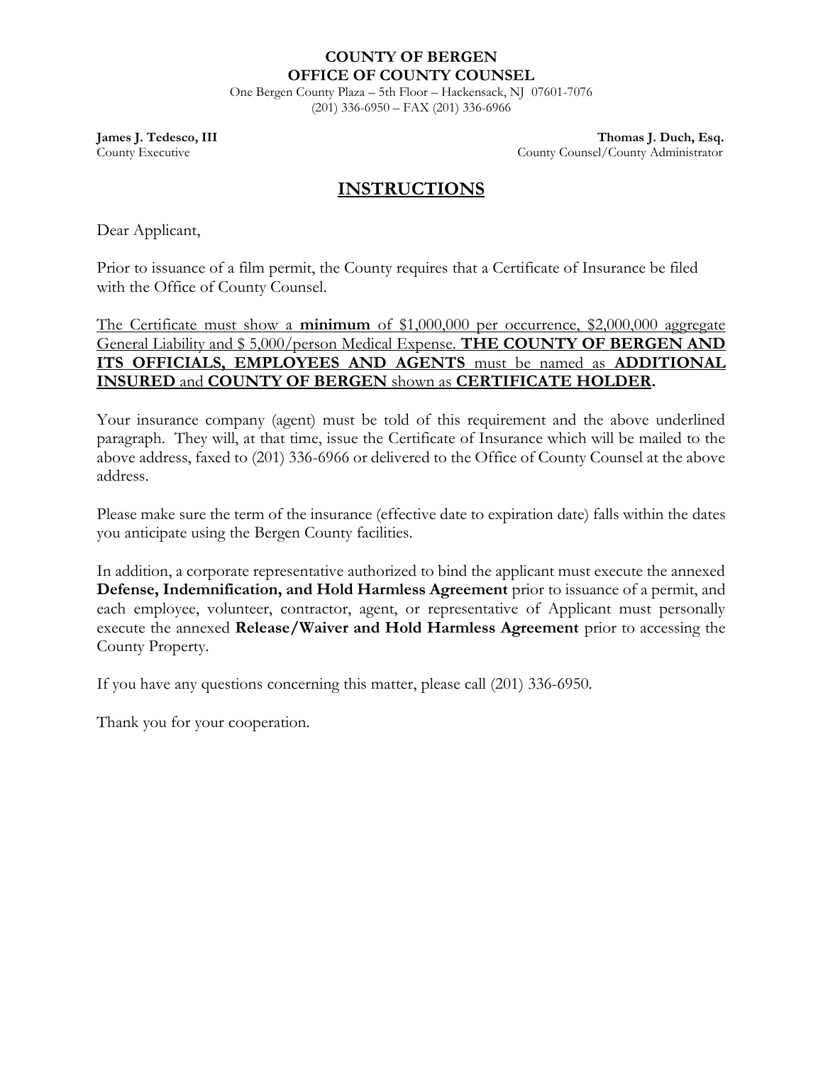**COUNTY OF BERGEN**
**OFFICE OF COUNTY COUNSEL**
One Bergen County Plaza – 5th Floor – Hackensack, NJ 07601-7076
(201) 336-6950 – FAX (201) 336-6966

**James J. Tedesco, III**
County Executive

**Thomas J. Duch, Esq.**
County Counsel/County Administrator

# INSTRUCTIONS

Dear Applicant,

Prior to issuance of a film permit, the County requires that a Certificate of Insurance be filed with the Office of County Counsel.

<u>The Certificate must show a **minimum** of $1,000,000 per occurrence, $2,000,000 aggregate General Liability and $ 5,000/person Medical Expense. **THE COUNTY OF BERGEN AND ITS OFFICIALS, EMPLOYEES AND AGENTS** must be named as **ADDITIONAL INSURED** and **COUNTY OF BERGEN** shown as **CERTIFICATE HOLDER**.</u>

Your insurance company (agent) must be told of this requirement and the above underlined paragraph. They will, at that time, issue the Certificate of Insurance which will be mailed to the above address, faxed to (201) 336-6966 or delivered to the Office of County Counsel at the above address.

Please make sure the term of the insurance (effective date to expiration date) falls within the dates you anticipate using the Bergen County facilities.

In addition, a corporate representative authorized to bind the applicant must execute the annexed **Defense, Indemnification, and Hold Harmless Agreement** prior to issuance of a permit, and each employee, volunteer, contractor, agent, or representative of Applicant must personally execute the annexed **Release/Waiver and Hold Harmless Agreement** prior to accessing the County Property.

If you have any questions concerning this matter, please call (201) 336-6950.

Thank you for your cooperation.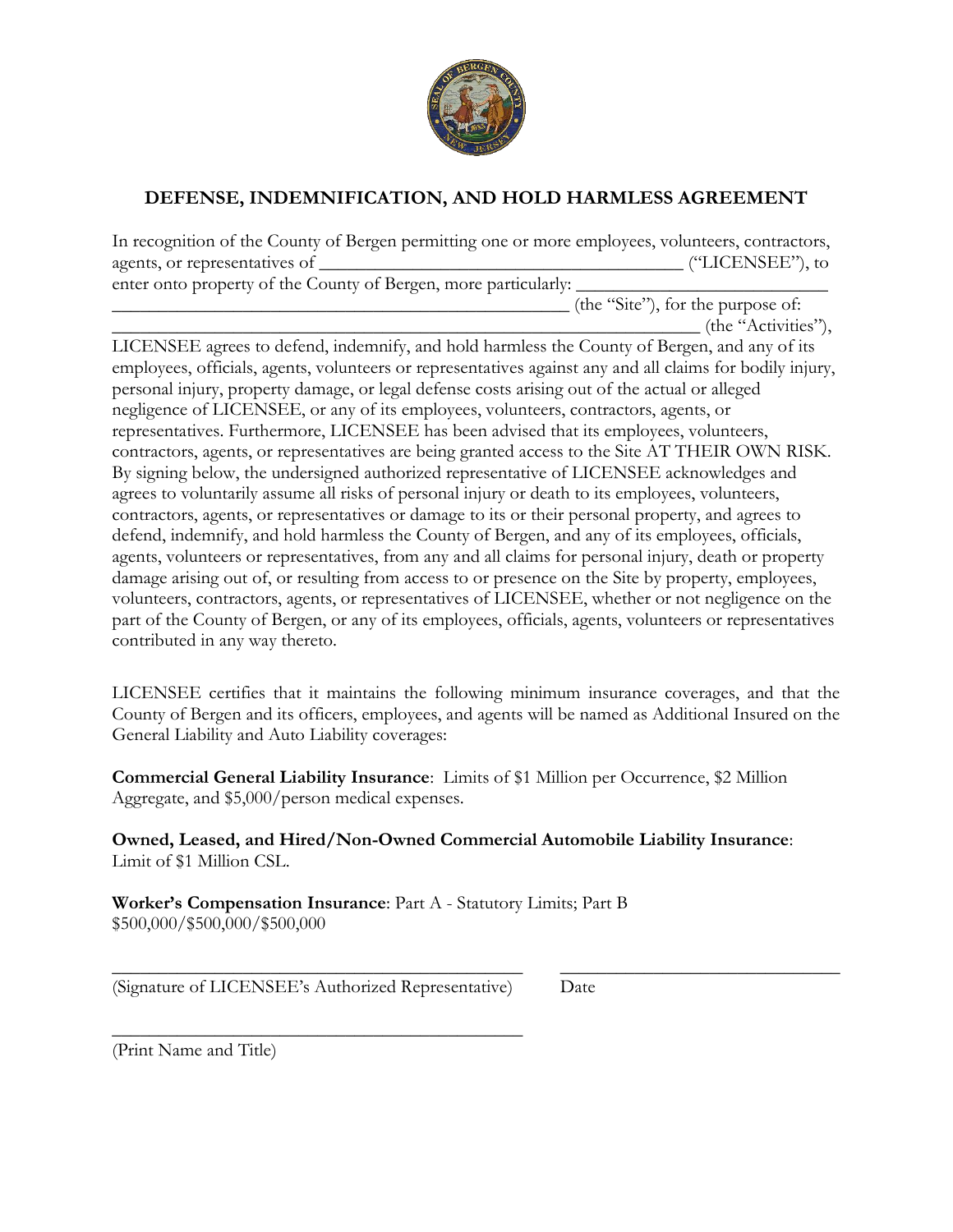## DEFENSE, INDEMNIFICATION, AND HOLD HARMLESS AGREEMENT

In recognition of the County of Bergen permitting one or more employees, volunteers, contractors, agents, or representatives of ________________________________________ ("LICENSEE"), to enter onto property of the County of Bergen, more particularly: ___________________________ ___________________________________________________ (the "Site"), for the purpose of: ________________________________________________________________ (the "Activities"), LICENSEE agrees to defend, indemnify, and hold harmless the County of Bergen, and any of its employees, officials, agents, volunteers or representatives against any and all claims for bodily injury, personal injury, property damage, or legal defense costs arising out of the actual or alleged negligence of LICENSEE, or any of its employees, volunteers, contractors, agents, or representatives. Furthermore, LICENSEE has been advised that its employees, volunteers, contractors, agents, or representatives are being granted access to the Site AT THEIR OWN RISK. By signing below, the undersigned authorized representative of LICENSEE acknowledges and agrees to voluntarily assume all risks of personal injury or death to its employees, volunteers, contractors, agents, or representatives or damage to its or their personal property, and agrees to defend, indemnify, and hold harmless the County of Bergen, and any of its employees, officials, agents, volunteers or representatives, from any and all claims for personal injury, death or property damage arising out of, or resulting from access to or presence on the Site by property, employees, volunteers, contractors, agents, or representatives of LICENSEE, whether or not negligence on the part of the County of Bergen, or any of its employees, officials, agents, volunteers or representatives contributed in any way thereto.

LICENSEE certifies that it maintains the following minimum insurance coverages, and that the County of Bergen and its officers, employees, and agents will be named as Additional Insured on the General Liability and Auto Liability coverages:

**Commercial General Liability Insurance**: Limits of $1 Million per Occurrence, $2 Million Aggregate, and $5,000/person medical expenses.

**Owned, Leased, and Hired/Non-Owned Commercial Automobile Liability Insurance**: Limit of $1 Million CSL.

**Worker's Compensation Insurance**: Part A - Statutory Limits; Part B $500,000/$500,000/$500,000

_____________________________________________ ______________________________

(Signature of LICENSEE's Authorized Representative) Date

_____________________________________________

(Print Name and Title)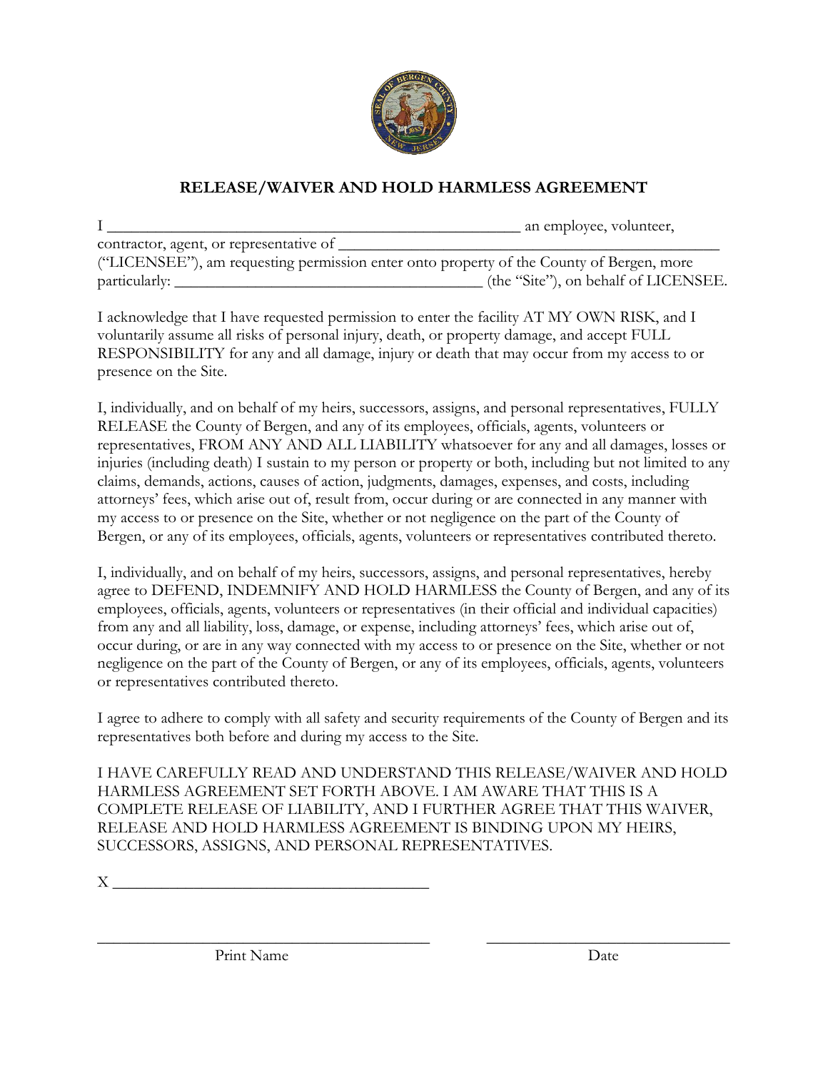## RELEASE/WAIVER AND HOLD HARMLESS AGREEMENT

I ______________________________________________ an employee, volunteer, contractor, agent, or representative of ______________________________________________ ("LICENSEE"), am requesting permission enter onto property of the County of Bergen, more particularly: ______________________________________ (the "Site"), on behalf of LICENSEE.

I acknowledge that I have requested permission to enter the facility AT MY OWN RISK, and I voluntarily assume all risks of personal injury, death, or property damage, and accept FULL RESPONSIBILITY for any and all damage, injury or death that may occur from my access to or presence on the Site.

I, individually, and on behalf of my heirs, successors, assigns, and personal representatives, FULLY RELEASE the County of Bergen, and any of its employees, officials, agents, volunteers or representatives, FROM ANY AND ALL LIABILITY whatsoever for any and all damages, losses or injuries (including death) I sustain to my person or property or both, including but not limited to any claims, demands, actions, causes of action, judgments, damages, expenses, and costs, including attorneys' fees, which arise out of, result from, occur during or are connected in any manner with my access to or presence on the Site, whether or not negligence on the part of the County of Bergen, or any of its employees, officials, agents, volunteers or representatives contributed thereto.

I, individually, and on behalf of my heirs, successors, assigns, and personal representatives, hereby agree to DEFEND, INDEMNIFY AND HOLD HARMLESS the County of Bergen, and any of its employees, officials, agents, volunteers or representatives (in their official and individual capacities) from any and all liability, loss, damage, or expense, including attorneys' fees, which arise out of, occur during, or are in any way connected with my access to or presence on the Site, whether or not negligence on the part of the County of Bergen, or any of its employees, officials, agents, volunteers or representatives contributed thereto.

I agree to adhere to comply with all safety and security requirements of the County of Bergen and its representatives both before and during my access to the Site.

I HAVE CAREFULLY READ AND UNDERSTAND THIS RELEASE/WAIVER AND HOLD HARMLESS AGREEMENT SET FORTH ABOVE. I AM AWARE THAT THIS IS A COMPLETE RELEASE OF LIABILITY, AND I FURTHER AGREE THAT THIS WAIVER, RELEASE AND HOLD HARMLESS AGREEMENT IS BINDING UPON MY HEIRS, SUCCESSORS, ASSIGNS, AND PERSONAL REPRESENTATIVES.

X ______________________________________

______________________________________ ______________________________

Print Name Date